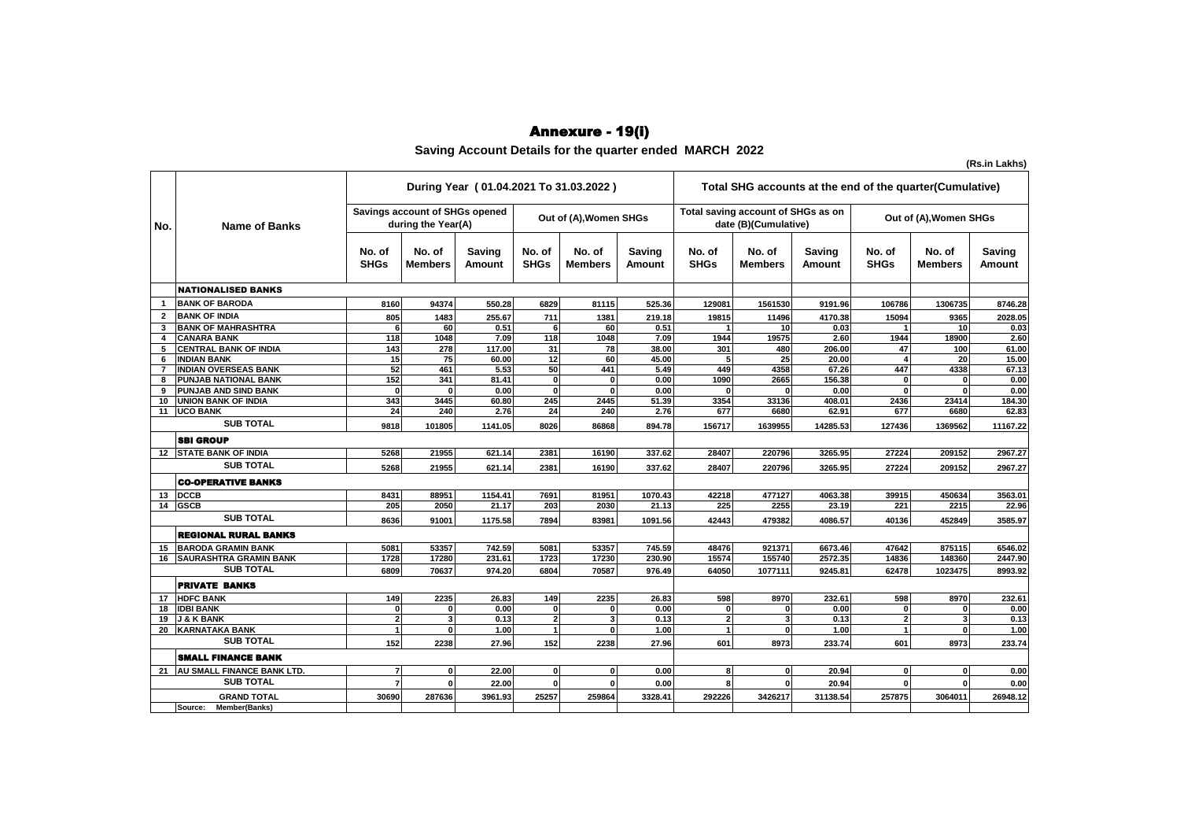# Annexure - 19(i)

## Saving Account Details for the quarter ended MARCH 2022

(Rs.in Lakhs)

| No. | Name of Banks | During Year ( 01.04.2021 To 31.03.2022 ) | | | | | | Total SHG accounts at the end of the quarter(Cumulative) | | | | | |
|---|---|---|---|---|---|---|---|---|---|---|---|---|---|
| | | Savings account of SHGs opened during the Year(A) | | | Out of (A),Women SHGs | | | Total saving account of SHGs as on date (B)(Cumulative) | | | Out of (A),Women SHGs | | |
| | | No. of SHGs | No. of Members | Saving Amount | No. of SHGs | No. of Members | Saving Amount | No. of SHGs | No. of Members | Saving Amount | No. of SHGs | No. of Members | Saving Amount |
| | **NATIONALISED BANKS** | | | | | | | | | | | | |
| 1 | BANK OF BARODA | 8160 | 94374 | 550.28 | 6829 | 81115 | 525.36 | 129081 | 1561530 | 9191.96 | 106786 | 1306735 | 8746.28 |
| 2 | BANK OF INDIA | 805 | 1483 | 255.67 | 711 | 1381 | 219.18 | 19815 | 11496 | 4170.38 | 15094 | 9365 | 2028.05 |
| 3 | BANK OF MAHRASHTRA | 6 | 60 | 0.51 | 6 | 60 | 0.51 | 1 | 10 | 0.03 | 1 | 10 | 0.03 |
| 4 | CANARA BANK | 118 | 1048 | 7.09 | 118 | 1048 | 7.09 | 1944 | 19575 | 2.60 | 1944 | 18900 | 2.60 |
| 5 | CENTRAL BANK OF INDIA | 143 | 278 | 117.00 | 31 | 78 | 38.00 | 301 | 480 | 206.00 | 47 | 100 | 61.00 |
| 6 | INDIAN BANK | 15 | 75 | 60.00 | 12 | 60 | 45.00 | 5 | 25 | 20.00 | 4 | 20 | 15.00 |
| 7 | INDIAN OVERSEAS BANK | 52 | 461 | 5.53 | 50 | 441 | 5.49 | 449 | 4358 | 67.26 | 447 | 4338 | 67.13 |
| 8 | PUNJAB NATIONAL BANK | 152 | 341 | 81.41 | 0 | 0 | 0.00 | 1090 | 2665 | 156.38 | 0 | 0 | 0.00 |
| 9 | PUNJAB AND SIND BANK | 0 | 0 | 0.00 | 0 | 0 | 0.00 | 0 | 0 | 0.00 | 0 | 0 | 0.00 |
| 10 | UNION BANK OF INDIA | 343 | 3445 | 60.80 | 245 | 2445 | 51.39 | 3354 | 33136 | 408.01 | 2436 | 23414 | 184.30 |
| 11 | UCO BANK | 24 | 240 | 2.76 | 24 | 240 | 2.76 | 677 | 6680 | 62.91 | 677 | 6680 | 62.83 |
| | SUB TOTAL | 9818 | 101805 | 1141.05 | 8026 | 86868 | 894.78 | 156717 | 1639955 | 14285.53 | 127436 | 1369562 | 11167.22 |
| | **SBI GROUP** | | | | | | | | | | | | |
| 12 | STATE BANK OF INDIA | 5268 | 21955 | 621.14 | 2381 | 16190 | 337.62 | 28407 | 220796 | 3265.95 | 27224 | 209152 | 2967.27 |
| | SUB TOTAL | 5268 | 21955 | 621.14 | 2381 | 16190 | 337.62 | 28407 | 220796 | 3265.95 | 27224 | 209152 | 2967.27 |
| | **CO-OPERATIVE BANKS** | | | | | | | | | | | | |
| 13 | DCCB | 8431 | 88951 | 1154.41 | 7691 | 81951 | 1070.43 | 42218 | 477127 | 4063.38 | 39915 | 450634 | 3563.01 |
| 14 | GSCB | 205 | 2050 | 21.17 | 203 | 2030 | 21.13 | 225 | 2255 | 23.19 | 221 | 2215 | 22.96 |
| | SUB TOTAL | 8636 | 91001 | 1175.58 | 7894 | 83981 | 1091.56 | 42443 | 479382 | 4086.57 | 40136 | 452849 | 3585.97 |
| | **REGIONAL RURAL BANKS** | | | | | | | | | | | | |
| 15 | BARODA GRAMIN BANK | 5081 | 53357 | 742.59 | 5081 | 53357 | 745.59 | 48476 | 921371 | 6673.46 | 47642 | 875115 | 6546.02 |
| 16 | SAURASHTRA GRAMIN BANK | 1728 | 17280 | 231.61 | 1723 | 17230 | 230.90 | 15574 | 155740 | 2572.35 | 14836 | 148360 | 2447.90 |
| | SUB TOTAL | 6809 | 70637 | 974.20 | 6804 | 70587 | 976.49 | 64050 | 1077111 | 9245.81 | 62478 | 1023475 | 8993.92 |
| | **PRIVATE BANKS** | | | | | | | | | | | | |
| 17 | HDFC BANK | 149 | 2235 | 26.83 | 149 | 2235 | 26.83 | 598 | 8970 | 232.61 | 598 | 8970 | 232.61 |
| 18 | IDBI BANK | 0 | 0 | 0.00 | 0 | 0 | 0.00 | 0 | 0 | 0.00 | 0 | 0 | 0.00 |
| 19 | J & K BANK | 2 | 3 | 0.13 | 2 | 3 | 0.13 | 2 | 3 | 0.13 | 2 | 3 | 0.13 |
| 20 | KARNATAKA BANK | 1 | 0 | 1.00 | 1 | 0 | 1.00 | 1 | 0 | 1.00 | 1 | 0 | 1.00 |
| | SUB TOTAL | 152 | 2238 | 27.96 | 152 | 2238 | 27.96 | 601 | 8973 | 233.74 | 601 | 8973 | 233.74 |
| | **SMALL FINANCE BANK** | | | | | | | | | | | | |
| 21 | AU SMALL FINANCE BANK LTD. | 7 | 0 | 22.00 | 0 | 0 | 0.00 | 8 | 0 | 20.94 | 0 | 0 | 0.00 |
| | SUB TOTAL | 7 | 0 | 22.00 | 0 | 0 | 0.00 | 8 | 0 | 20.94 | 0 | 0 | 0.00 |
| | GRAND TOTAL | 30690 | 287636 | 3961.93 | 25257 | 259864 | 3328.41 | 292226 | 3426217 | 31138.54 | 257875 | 3064011 | 26948.12 |
| | Source: Member(Banks) | | | | | | | | | | | | |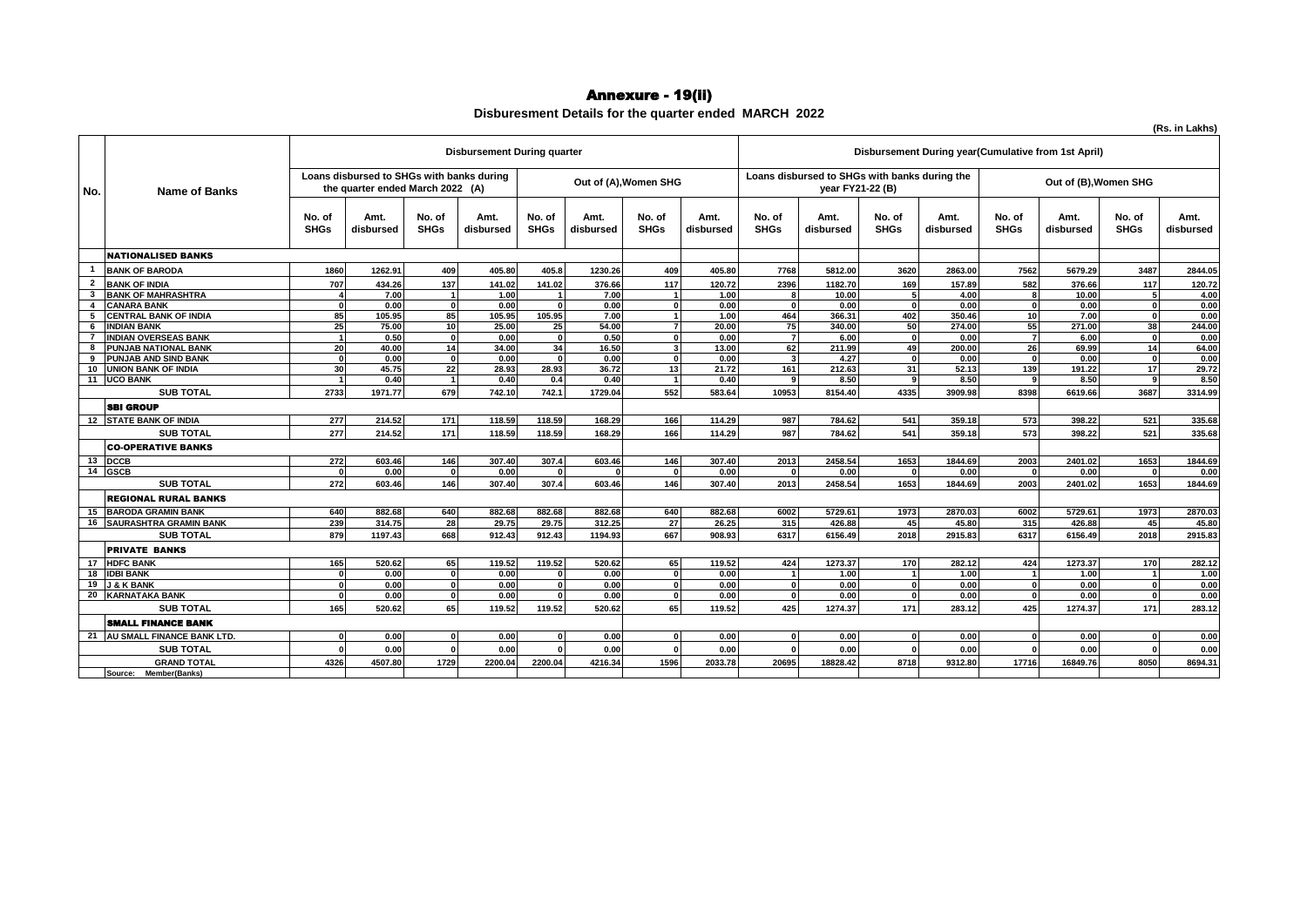# Annexure - 19(ii)

**Disburesment Details for the quarter ended MARCH 2022**

(Rs. in Lakhs)

| No. | Name of Banks | Disbursement During quarter | | | | | | | | Disbursement During year(Cumulative from 1st April) | | | | | | | |
|---|---|---|---|---|---|---|---|---|---|---|---|---|---|---|---|---|---|
| | | Loans disbursed to SHGs with banks during the quarter ended March 2022 (A) | | | | Out of (A),Women SHG | | | | Loans disbursed to SHGs with banks during the year FY21-22 (B) | | | | Out of (B),Women SHG | | | |
| | | No. of SHGs | Amt. disbursed | No. of SHGs | Amt. disbursed | No. of SHGs | Amt. disbursed | No. of SHGs | Amt. disbursed | No. of SHGs | Amt. disbursed | No. of SHGs | Amt. disbursed | No. of SHGs | Amt. disbursed | No. of SHGs | Amt. disbursed |
| | **NATIONALISED BANKS** | | | | | | | | | | | | | | | | |
| 1 | BANK OF BARODA | 1860 | 1262.91 | 409 | 405.80 | 405.8 | 1230.26 | 409 | 405.80 | 7768 | 5812.00 | 3620 | 2863.00 | 7562 | 5679.29 | 3487 | 2844.05 |
| 2 | BANK OF INDIA | 707 | 434.26 | 137 | 141.02 | 141.02 | 376.66 | 117 | 120.72 | 2396 | 1182.70 | 169 | 157.89 | 582 | 376.66 | 117 | 120.72 |
| 3 | BANK OF MAHRASHTRA | 4 | 7.00 | 1 | 1.00 | 1 | 7.00 | 1 | 1.00 | 8 | 10.00 | 5 | 4.00 | 8 | 10.00 | 5 | 4.00 |
| 4 | CANARA BANK | 0 | 0.00 | 0 | 0.00 | 0 | 0.00 | 0 | 0.00 | 0 | 0.00 | 0 | 0.00 | 0 | 0.00 | 0 | 0.00 |
| 5 | CENTRAL BANK OF INDIA | 85 | 105.95 | 85 | 105.95 | 105.95 | 7.00 | 1 | 1.00 | 464 | 366.31 | 402 | 350.46 | 10 | 7.00 | 0 | 0.00 |
| 6 | INDIAN BANK | 25 | 75.00 | 10 | 25.00 | 25 | 54.00 | 7 | 20.00 | 75 | 340.00 | 50 | 274.00 | 55 | 271.00 | 38 | 244.00 |
| 7 | INDIAN OVERSEAS BANK | 1 | 0.50 | 0 | 0.00 | 0 | 0.50 | 0 | 0.00 | 7 | 6.00 | 0 | 0.00 | 7 | 6.00 | 0 | 0.00 |
| 8 | PUNJAB NATIONAL BANK | 20 | 40.00 | 14 | 34.00 | 34 | 16.50 | 3 | 13.00 | 62 | 211.99 | 49 | 200.00 | 26 | 69.99 | 14 | 64.00 |
| 9 | PUNJAB AND SIND BANK | 0 | 0.00 | 0 | 0.00 | 0 | 0.00 | 0 | 0.00 | 3 | 4.27 | 0 | 0.00 | 0 | 0.00 | 0 | 0.00 |
| 10 | UNION BANK OF INDIA | 30 | 45.75 | 22 | 28.93 | 28.93 | 36.72 | 13 | 21.72 | 161 | 212.63 | 31 | 52.13 | 139 | 191.22 | 17 | 29.72 |
| 11 | UCO BANK | 1 | 0.40 | 1 | 0.40 | 0.4 | 0.40 | 1 | 0.40 | 9 | 8.50 | 9 | 8.50 | 9 | 8.50 | 9 | 8.50 |
| | **SUB TOTAL** | 2733 | 1971.77 | 679 | 742.10 | 742.1 | 1729.04 | 552 | 583.64 | 10953 | 8154.40 | 4335 | 3909.98 | 8398 | 6619.66 | 3687 | 3314.99 |
| | **SBI GROUP** | | | | | | | | | | | | | | | | |
| 12 | STATE BANK OF INDIA | 277 | 214.52 | 171 | 118.59 | 118.59 | 168.29 | 166 | 114.29 | 987 | 784.62 | 541 | 359.18 | 573 | 398.22 | 521 | 335.68 |
| | **SUB TOTAL** | 277 | 214.52 | 171 | 118.59 | 118.59 | 168.29 | 166 | 114.29 | 987 | 784.62 | 541 | 359.18 | 573 | 398.22 | 521 | 335.68 |
| | **CO-OPERATIVE BANKS** | | | | | | | | | | | | | | | | |
| 13 | DCCB | 272 | 603.46 | 146 | 307.40 | 307.4 | 603.46 | 146 | 307.40 | 2013 | 2458.54 | 1653 | 1844.69 | 2003 | 2401.02 | 1653 | 1844.69 |
| 14 | GSCB | 0 | 0.00 | 0 | 0.00 | 0 | 0 | 0 | 0.00 | 0 | 0.00 | 0 | 0.00 | 0 | 0.00 | 0 | 0.00 |
| | **SUB TOTAL** | 272 | 603.46 | 146 | 307.40 | 307.4 | 603.46 | 146 | 307.40 | 2013 | 2458.54 | 1653 | 1844.69 | 2003 | 2401.02 | 1653 | 1844.69 |
| | **REGIONAL RURAL BANKS** | | | | | | | | | | | | | | | | |
| 15 | BARODA GRAMIN BANK | 640 | 882.68 | 640 | 882.68 | 882.68 | 882.68 | 640 | 882.68 | 6002 | 5729.61 | 1973 | 2870.03 | 6002 | 5729.61 | 1973 | 2870.03 |
| 16 | SAURASHTRA GRAMIN BANK | 239 | 314.75 | 28 | 29.75 | 29.75 | 312.25 | 27 | 26.25 | 315 | 426.88 | 45 | 45.80 | 315 | 426.88 | 45 | 45.80 |
| | **SUB TOTAL** | 879 | 1197.43 | 668 | 912.43 | 912.43 | 1194.93 | 667 | 908.93 | 6317 | 6156.49 | 2018 | 2915.83 | 6317 | 6156.49 | 2018 | 2915.83 |
| | **PRIVATE BANKS** | | | | | | | | | | | | | | | | |
| 17 | HDFC BANK | 165 | 520.62 | 65 | 119.52 | 119.52 | 520.62 | 65 | 119.52 | 424 | 1273.37 | 170 | 282.12 | 424 | 1273.37 | 170 | 282.12 |
| 18 | IDBI BANK | 0 | 0.00 | 0 | 0.00 | 0 | 0.00 | 0 | 0.00 | 1 | 1.00 | 1 | 1.00 | 1 | 1.00 | 1 | 1.00 |
| 19 | J & K BANK | 0 | 0.00 | 0 | 0.00 | 0 | 0.00 | 0 | 0.00 | 0 | 0.00 | 0 | 0.00 | 0 | 0.00 | 0 | 0.00 |
| 20 | KARNATAKA BANK | 0 | 0.00 | 0 | 0.00 | 0 | 0.00 | 0 | 0.00 | 0 | 0.00 | 0 | 0.00 | 0 | 0.00 | 0 | 0.00 |
| | **SUB TOTAL** | 165 | 520.62 | 65 | 119.52 | 119.52 | 520.62 | 65 | 119.52 | 425 | 1274.37 | 171 | 283.12 | 425 | 1274.37 | 171 | 283.12 |
| | **SMALL FINANCE BANK** | | | | | | | | | | | | | | | | |
| 21 | AU SMALL FINANCE BANK LTD. | 0 | 0.00 | 0 | 0.00 | 0 | 0.00 | 0 | 0.00 | 0 | 0.00 | 0 | 0.00 | 0 | 0.00 | 0 | 0.00 |
| | **SUB TOTAL** | 0 | 0.00 | 0 | 0.00 | 0 | 0.00 | 0 | 0.00 | 0 | 0.00 | 0 | 0.00 | 0 | 0.00 | 0 | 0.00 |
| | **GRAND TOTAL** | 4326 | 4507.80 | 1729 | 2200.04 | 2200.04 | 4216.34 | 1596 | 2033.78 | 20695 | 18828.42 | 8718 | 9312.80 | 17716 | 16849.76 | 8050 | 8694.31 |

Source: Member(Banks)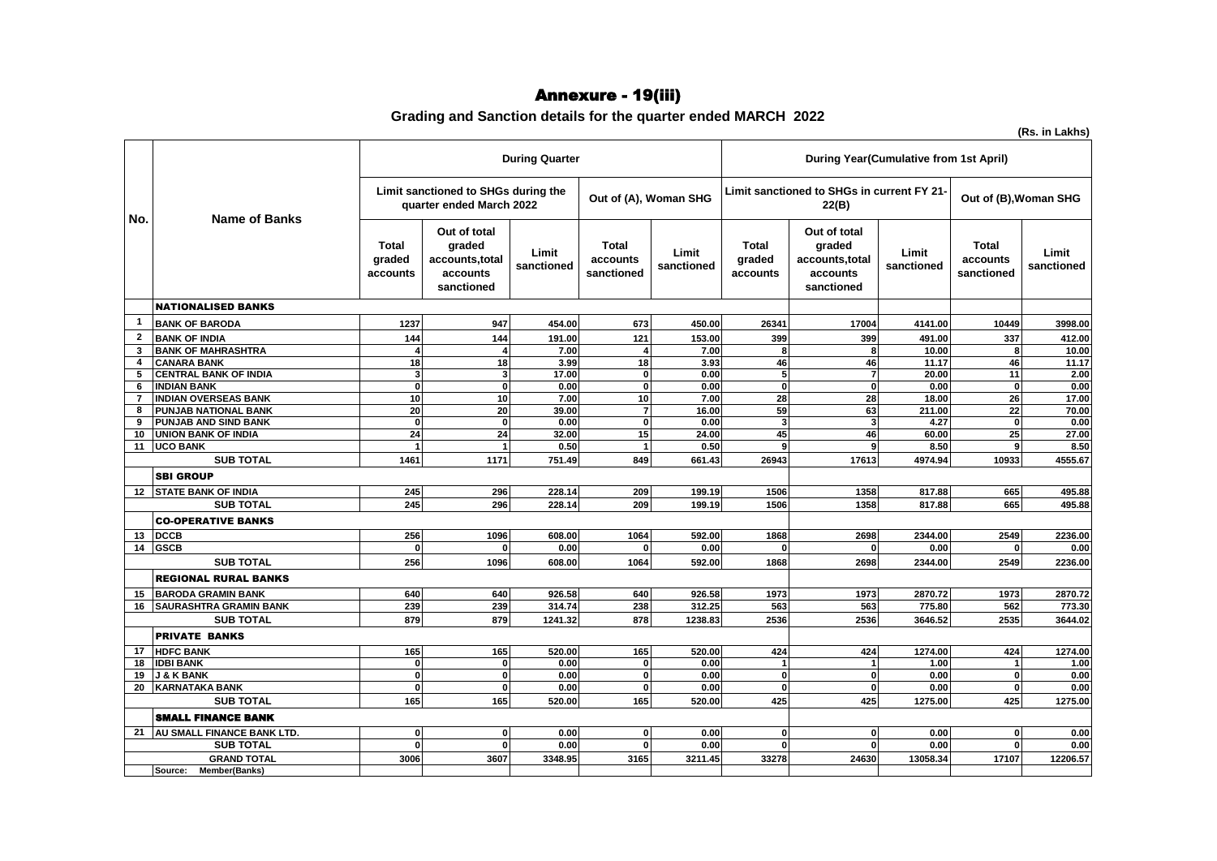# Annexure - 19(iii)

## Grading and Sanction details for the quarter ended MARCH 2022

**(Rs. in Lakhs)**

| No. | Name of Banks | During Quarter | | | | | During Year(Cumulative from 1st April) | | | | |
|---|---|---|---|---|---|---|---|---|---|---|---|
| | | Limit sanctioned to SHGs during the quarter ended March 2022 | | | Out of (A), Woman SHG | | Limit sanctioned to SHGs in current FY 21-22(B) | | | Out of (B),Woman SHG | |
| | | Total graded accounts | Out of total graded accounts,total accounts sanctioned | Limit sanctioned | Total accounts sanctioned | Limit sanctioned | Total graded accounts | Out of total graded accounts,total accounts sanctioned | Limit sanctioned | Total accounts sanctioned | Limit sanctioned |
| | **NATIONALISED BANKS** | | | | | | | | | | |
| 1 | BANK OF BARODA | 1237 | 947 | 454.00 | 673 | 450.00 | 26341 | 17004 | 4141.00 | 10449 | 3998.00 |
| 2 | BANK OF INDIA | 144 | 144 | 191.00 | 121 | 153.00 | 399 | 399 | 491.00 | 337 | 412.00 |
| 3 | BANK OF MAHRASHTRA | 4 | 4 | 7.00 | 4 | 7.00 | 8 | 8 | 10.00 | 8 | 10.00 |
| 4 | CANARA BANK | 18 | 18 | 3.99 | 18 | 3.93 | 46 | 46 | 11.17 | 46 | 11.17 |
| 5 | CENTRAL BANK OF INDIA | 3 | 3 | 17.00 | 0 | 0.00 | 5 | 7 | 20.00 | 11 | 2.00 |
| 6 | INDIAN BANK | 0 | 0 | 0.00 | 0 | 0.00 | 0 | 0 | 0.00 | 0 | 0.00 |
| 7 | INDIAN OVERSEAS BANK | 10 | 10 | 7.00 | 10 | 7.00 | 28 | 28 | 18.00 | 26 | 17.00 |
| 8 | PUNJAB NATIONAL BANK | 20 | 20 | 39.00 | 7 | 16.00 | 59 | 63 | 211.00 | 22 | 70.00 |
| 9 | PUNJAB AND SIND BANK | 0 | 0 | 0.00 | 0 | 0.00 | 3 | 3 | 4.27 | 0 | 0.00 |
| 10 | UNION BANK OF INDIA | 24 | 24 | 32.00 | 15 | 24.00 | 45 | 46 | 60.00 | 25 | 27.00 |
| 11 | UCO BANK | 1 | 1 | 0.50 | 1 | 0.50 | 9 | 9 | 8.50 | 9 | 8.50 |
| | **SUB TOTAL** | **1461** | **1171** | **751.49** | **849** | **661.43** | **26943** | **17613** | **4974.94** | **10933** | **4555.67** |
| | **SBI GROUP** | | | | | | | | | | |
| 12 | STATE BANK OF INDIA | 245 | 296 | 228.14 | 209 | 199.19 | 1506 | 1358 | 817.88 | 665 | 495.88 |
| | **SUB TOTAL** | **245** | **296** | **228.14** | **209** | **199.19** | **1506** | **1358** | **817.88** | **665** | **495.88** |
| | **CO-OPERATIVE BANKS** | | | | | | | | | | |
| 13 | DCCB | 256 | 1096 | 608.00 | 1064 | 592.00 | 1868 | 2698 | 2344.00 | 2549 | 2236.00 |
| 14 | GSCB | 0 | 0 | 0.00 | 0 | 0.00 | 0 | 0 | 0.00 | 0 | 0.00 |
| | **SUB TOTAL** | **256** | **1096** | **608.00** | **1064** | **592.00** | **1868** | **2698** | **2344.00** | **2549** | **2236.00** |
| | **REGIONAL RURAL BANKS** | | | | | | | | | | |
| 15 | BARODA GRAMIN BANK | 640 | 640 | 926.58 | 640 | 926.58 | 1973 | 1973 | 2870.72 | 1973 | 2870.72 |
| 16 | SAURASHTRA GRAMIN BANK | 239 | 239 | 314.74 | 238 | 312.25 | 563 | 563 | 775.80 | 562 | 773.30 |
| | **SUB TOTAL** | **879** | **879** | **1241.32** | **878** | **1238.83** | **2536** | **2536** | **3646.52** | **2535** | **3644.02** |
| | **PRIVATE BANKS** | | | | | | | | | | |
| 17 | HDFC BANK | 165 | 165 | 520.00 | 165 | 520.00 | 424 | 424 | 1274.00 | 424 | 1274.00 |
| 18 | IDBI BANK | 0 | 0 | 0.00 | 0 | 0.00 | 1 | 1 | 1.00 | 1 | 1.00 |
| 19 | J & K BANK | 0 | 0 | 0.00 | 0 | 0.00 | 0 | 0 | 0.00 | 0 | 0.00 |
| 20 | KARNATAKA BANK | 0 | 0 | 0.00 | 0 | 0.00 | 0 | 0 | 0.00 | 0 | 0.00 |
| | **SUB TOTAL** | **165** | **165** | **520.00** | **165** | **520.00** | **425** | **425** | **1275.00** | **425** | **1275.00** |
| | **SMALL FINANCE BANK** | | | | | | | | | | |
| 21 | AU SMALL FINANCE BANK LTD. | 0 | 0 | 0.00 | 0 | 0.00 | 0 | 0 | 0.00 | 0 | 0.00 |
| | **SUB TOTAL** | **0** | **0** | **0.00** | **0** | **0.00** | **0** | **0** | **0.00** | **0** | **0.00** |
| | **GRAND TOTAL** | **3006** | **3607** | **3348.95** | **3165** | **3211.45** | **33278** | **24630** | **13058.34** | **17107** | **12206.57** |

Source: Member(Banks)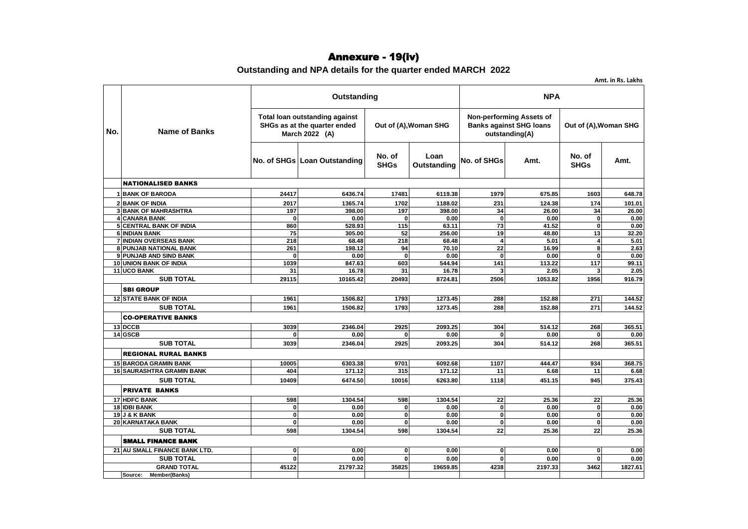# Annexure - 19(iv)

## Outstanding and NPA details for the quarter ended MARCH 2022

Amt. in Rs. Lakhs

| No. | Name of Banks | Outstanding | | | | NPA | | | |
|---|---|---|---|---|---|---|---|---|---|
| | | Total loan outstanding against SHGs as at the quarter ended March 2022 (A) | | Out of (A),Woman SHG | | Non-performing Assets of Banks against SHG loans outstanding(A) | | Out of (A),Woman SHG | |
| | | No. of SHGs | Loan Outstanding | No. of SHGs | Loan Outstanding | No. of SHGs | Amt. | No. of SHGs | Amt. |
| | **NATIONALISED BANKS** | | | | | | | | |
| 1 | BANK OF BARODA | 24417 | 6436.74 | 17481 | 6119.38 | 1979 | 675.85 | 1603 | 648.78 |
| 2 | BANK OF INDIA | 2017 | 1365.74 | 1702 | 1188.02 | 231 | 124.38 | 174 | 101.01 |
| 3 | BANK OF MAHRASHTRA | 197 | 398.00 | 197 | 398.00 | 34 | 26.00 | 34 | 26.00 |
| 4 | CANARA BANK | 0 | 0.00 | 0 | 0.00 | 0 | 0.00 | 0 | 0.00 |
| 5 | CENTRAL BANK OF INDIA | 860 | 528.93 | 115 | 63.11 | 73 | 41.52 | 0 | 0.00 |
| 6 | INDIAN BANK | 75 | 305.00 | 52 | 256.00 | 19 | 48.80 | 13 | 32.20 |
| 7 | INDIAN OVERSEAS BANK | 218 | 68.48 | 218 | 68.48 | 4 | 5.01 | 4 | 5.01 |
| 8 | PUNJAB NATIONAL BANK | 261 | 198.12 | 94 | 70.10 | 22 | 16.99 | 8 | 2.63 |
| 9 | PUNJAB AND SIND BANK | 0 | 0.00 | 0 | 0.00 | 0 | 0.00 | 0 | 0.00 |
| 10 | UNION BANK OF INDIA | 1039 | 847.63 | 603 | 544.94 | 141 | 113.22 | 117 | 99.11 |
| 11 | UCO BANK | 31 | 16.78 | 31 | 16.78 | 3 | 2.05 | 3 | 2.05 |
| | **SUB TOTAL** | 29115 | 10165.42 | 20493 | 8724.81 | 2506 | 1053.82 | 1956 | 916.79 |
| | **SBI GROUP** | | | | | | | | |
| 12 | STATE BANK OF INDIA | 1961 | 1506.82 | 1793 | 1273.45 | 288 | 152.88 | 271 | 144.52 |
| | **SUB TOTAL** | 1961 | 1506.82 | 1793 | 1273.45 | 288 | 152.88 | 271 | 144.52 |
| | **CO-OPERATIVE BANKS** | | | | | | | | |
| 13 | DCCB | 3039 | 2346.04 | 2925 | 2093.25 | 304 | 514.12 | 268 | 365.51 |
| 14 | GSCB | 0 | 0.00 | 0 | 0.00 | 0 | 0.00 | 0 | 0.00 |
| | **SUB TOTAL** | 3039 | 2346.04 | 2925 | 2093.25 | 304 | 514.12 | 268 | 365.51 |
| | **REGIONAL RURAL BANKS** | | | | | | | | |
| 15 | BARODA GRAMIN BANK | 10005 | 6303.38 | 9701 | 6092.68 | 1107 | 444.47 | 934 | 368.75 |
| 16 | SAURASHTRA GRAMIN BANK | 404 | 171.12 | 315 | 171.12 | 11 | 6.68 | 11 | 6.68 |
| | **SUB TOTAL** | 10409 | 6474.50 | 10016 | 6263.80 | 1118 | 451.15 | 945 | 375.43 |
| | **PRIVATE BANKS** | | | | | | | | |
| 17 | HDFC BANK | 598 | 1304.54 | 598 | 1304.54 | 22 | 25.36 | 22 | 25.36 |
| 18 | IDBI BANK | 0 | 0.00 | 0 | 0.00 | 0 | 0.00 | 0 | 0.00 |
| 19 | J & K BANK | 0 | 0.00 | 0 | 0.00 | 0 | 0.00 | 0 | 0.00 |
| 20 | KARNATAKA BANK | 0 | 0.00 | 0 | 0.00 | 0 | 0.00 | 0 | 0.00 |
| | **SUB TOTAL** | 598 | 1304.54 | 598 | 1304.54 | 22 | 25.36 | 22 | 25.36 |
| | **SMALL FINANCE BANK** | | | | | | | | |
| 21 | AU SMALL FINANCE BANK LTD. | 0 | 0.00 | 0 | 0.00 | 0 | 0.00 | 0 | 0.00 |
| | **SUB TOTAL** | 0 | 0.00 | 0 | 0.00 | 0 | 0.00 | 0 | 0.00 |
| | **GRAND TOTAL** | 45122 | 21797.32 | 35825 | 19659.85 | 4238 | 2197.33 | 3462 | 1827.61 |

Source: Member(Banks)